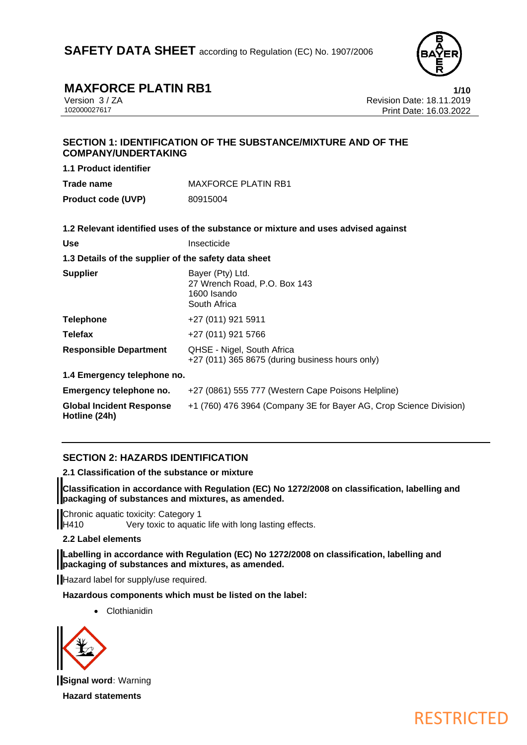# SAFETY DATA SHEET according to Regulation (EC) No. 1907/2006

## MAXFORCE PLATIN RB1

Version 3 / ZA
102000027617

Revision Date: 18.11.2019
Print Date: 16.03.2022

## SECTION 1: IDENTIFICATION OF THE SUBSTANCE/MIXTURE AND OF THE COMPANY/UNDERTAKING

**1.1 Product identifier**

| | |
|---|---|
| **Trade name** | MAXFORCE PLATIN RB1 |
| **Product code (UVP)** | 80915004 |

**1.2 Relevant identified uses of the substance or mixture and uses advised against**

| | |
|---|---|
| **Use** | Insecticide |

**1.3 Details of the supplier of the safety data sheet**

| | |
|---|---|
| **Supplier** | Bayer (Pty) Ltd.<br>27 Wrench Road, P.O. Box 143<br>1600 Isando<br>South Africa |
| **Telephone** | +27 (011) 921 5911 |
| **Telefax** | +27 (011) 921 5766 |
| **Responsible Department** | QHSE - Nigel, South Africa<br>+27 (011) 365 8675 (during business hours only) |

**1.4 Emergency telephone no.**

| | |
|---|---|
| **Emergency telephone no.** | +27 (0861) 555 777 (Western Cape Poisons Helpline) |
| **Global Incident Response Hotline (24h)** | +1 (760) 476 3964 (Company 3E for Bayer AG, Crop Science Division) |

## SECTION 2: HAZARDS IDENTIFICATION

**2.1 Classification of the substance or mixture**

**Classification in accordance with Regulation (EC) No 1272/2008 on classification, labelling and packaging of substances and mixtures, as amended.**

Chronic aquatic toxicity: Category 1
H410 Very toxic to aquatic life with long lasting effects.

**2.2 Label elements**

**Labelling in accordance with Regulation (EC) No 1272/2008 on classification, labelling and packaging of substances and mixtures, as amended.**

Hazard label for supply/use required.

**Hazardous components which must be listed on the label:**

- Clothianidin

**Signal word**: Warning

**Hazard statements**

RESTRICTED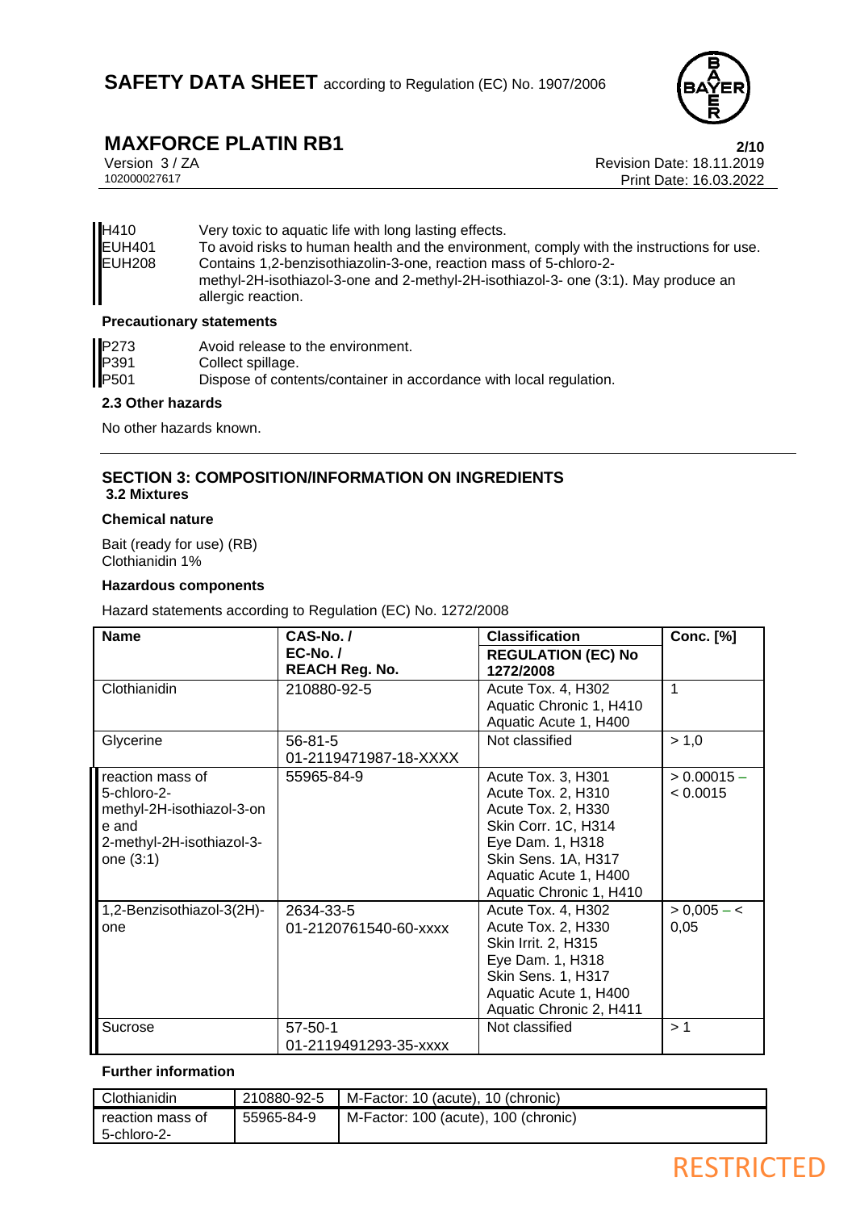| | |
|---|---|
| H410 | Very toxic to aquatic life with long lasting effects. |
| EUH401 | To avoid risks to human health and the environment, comply with the instructions for use. |
| EUH208 | Contains 1,2-benzisothiazolin-3-one, reaction mass of 5-chloro-2-methyl-2H-isothiazol-3-one and 2-methyl-2H-isothiazol-3- one (3:1). May produce an allergic reaction. |

**Precautionary statements**

| | |
|---|---|
| P273 | Avoid release to the environment. |
| P391 | Collect spillage. |
| P501 | Dispose of contents/container in accordance with local regulation. |

**2.3 Other hazards**

No other hazards known.

## SECTION 3: COMPOSITION/INFORMATION ON INGREDIENTS

**3.2 Mixtures**

**Chemical nature**

Bait (ready for use) (RB)
Clothianidin 1%

**Hazardous components**

Hazard statements according to Regulation (EC) No. 1272/2008

| Name | CAS-No. / EC-No. / REACH Reg. No. | Classification REGULATION (EC) No 1272/2008 | Conc. [%] |
|---|---|---|---|
| Clothianidin | 210880-92-5 | Acute Tox. 4, H302<br>Aquatic Chronic 1, H410<br>Aquatic Acute 1, H400 | 1 |
| Glycerine | 56-81-5<br>01-2119471987-18-XXXX | Not classified | > 1,0 |
| reaction mass of 5-chloro-2-methyl-2H-isothiazol-3-one and 2-methyl-2H-isothiazol-3-one (3:1) | 55965-84-9 | Acute Tox. 3, H301<br>Acute Tox. 2, H310<br>Acute Tox. 2, H330<br>Skin Corr. 1C, H314<br>Eye Dam. 1, H318<br>Skin Sens. 1A, H317<br>Aquatic Acute 1, H400<br>Aquatic Chronic 1, H410 | > 0.00015 – < 0.0015 |
| 1,2-Benzisothiazol-3(2H)-one | 2634-33-5<br>01-2120761540-60-xxxx | Acute Tox. 4, H302<br>Acute Tox. 2, H330<br>Skin Irrit. 2, H315<br>Eye Dam. 1, H318<br>Skin Sens. 1, H317<br>Aquatic Acute 1, H400<br>Aquatic Chronic 2, H411 | > 0,005 – < 0,05 |
| Sucrose | 57-50-1<br>01-2119491293-35-xxxx | Not classified | > 1 |

**Further information**

| | | |
|---|---|---|
| Clothianidin | 210880-92-5 | M-Factor: 10 (acute), 10 (chronic) |
| reaction mass of 5-chloro-2- | 55965-84-9 | M-Factor: 100 (acute), 100 (chronic) |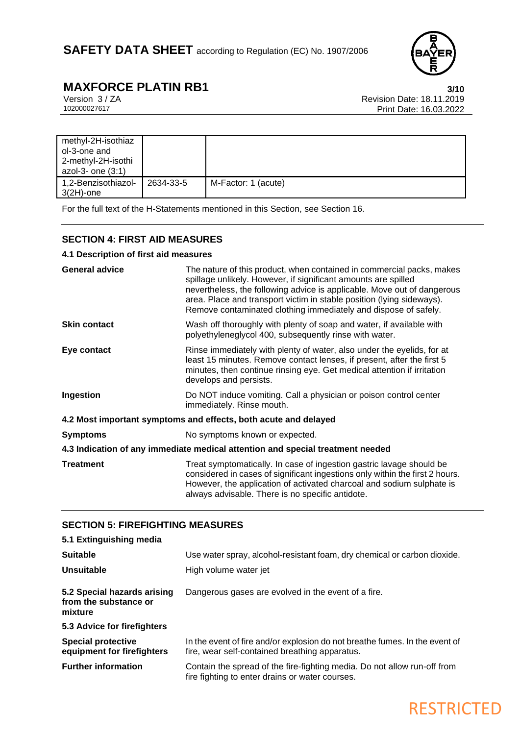| | | |
|---|---|---|
| methyl-2H-isothiazol-3-one and 2-methyl-2H-isothiazol-3- one (3:1) | | |
| 1,2-Benzisothiazol-3(2H)-one | 2634-33-5 | M-Factor: 1 (acute) |

For the full text of the H-Statements mentioned in this Section, see Section 16.

## SECTION 4: FIRST AID MEASURES

### 4.1 Description of first aid measures

**General advice** The nature of this product, when contained in commercial packs, makes spillage unlikely. However, if significant amounts are spilled nevertheless, the following advice is applicable. Move out of dangerous area. Place and transport victim in stable position (lying sideways). Remove contaminated clothing immediately and dispose of safely.

**Skin contact** Wash off thoroughly with plenty of soap and water, if available with polyethyleneglycol 400, subsequently rinse with water.

**Eye contact** Rinse immediately with plenty of water, also under the eyelids, for at least 15 minutes. Remove contact lenses, if present, after the first 5 minutes, then continue rinsing eye. Get medical attention if irritation develops and persists.

**Ingestion** Do NOT induce vomiting. Call a physician or poison control center immediately. Rinse mouth.

### 4.2 Most important symptoms and effects, both acute and delayed

**Symptoms** No symptoms known or expected.

### 4.3 Indication of any immediate medical attention and special treatment needed

**Treatment** Treat symptomatically. In case of ingestion gastric lavage should be considered in cases of significant ingestions only within the first 2 hours. However, the application of activated charcoal and sodium sulphate is always advisable. There is no specific antidote.

## SECTION 5: FIREFIGHTING MEASURES

### 5.1 Extinguishing media

**Suitable** Use water spray, alcohol-resistant foam, dry chemical or carbon dioxide.

**Unsuitable** High volume water jet

**5.2 Special hazards arising from the substance or mixture** Dangerous gases are evolved in the event of a fire.

### 5.3 Advice for firefighters

**Special protective equipment for firefighters** In the event of fire and/or explosion do not breathe fumes. In the event of fire, wear self-contained breathing apparatus.

**Further information** Contain the spread of the fire-fighting media. Do not allow run-off from fire fighting to enter drains or water courses.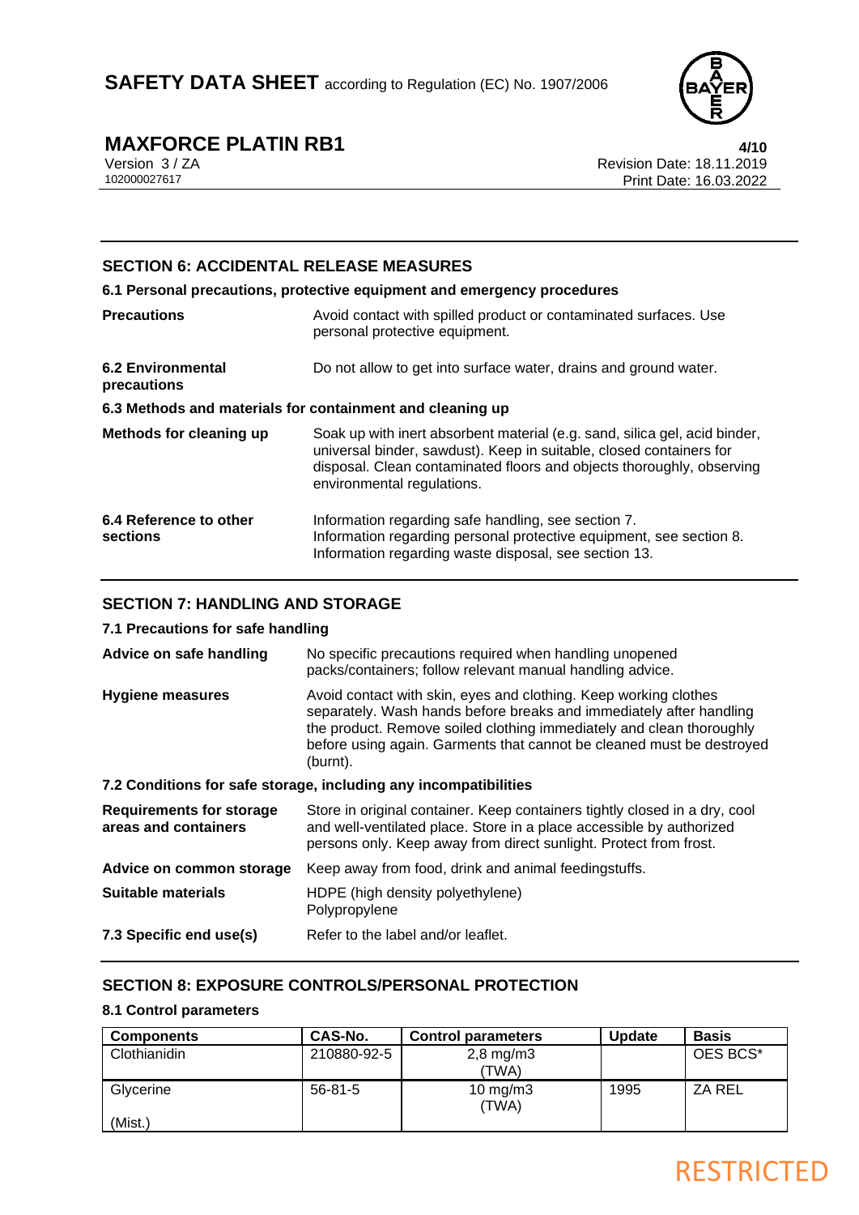## SECTION 6: ACCIDENTAL RELEASE MEASURES

### 6.1 Personal precautions, protective equipment and emergency procedures

| | |
|---|---|
| **Precautions** | Avoid contact with spilled product or contaminated surfaces. Use personal protective equipment. |
| **6.2 Environmental precautions** | Do not allow to get into surface water, drains and ground water. |

### 6.3 Methods and materials for containment and cleaning up

| | |
|---|---|
| **Methods for cleaning up** | Soak up with inert absorbent material (e.g. sand, silica gel, acid binder, universal binder, sawdust). Keep in suitable, closed containers for disposal. Clean contaminated floors and objects thoroughly, observing environmental regulations. |
| **6.4 Reference to other sections** | Information regarding safe handling, see section 7. Information regarding personal protective equipment, see section 8. Information regarding waste disposal, see section 13. |

## SECTION 7: HANDLING AND STORAGE

### 7.1 Precautions for safe handling

| | |
|---|---|
| **Advice on safe handling** | No specific precautions required when handling unopened packs/containers; follow relevant manual handling advice. |
| **Hygiene measures** | Avoid contact with skin, eyes and clothing. Keep working clothes separately. Wash hands before breaks and immediately after handling the product. Remove soiled clothing immediately and clean thoroughly before using again. Garments that cannot be cleaned must be destroyed (burnt). |

### 7.2 Conditions for safe storage, including any incompatibilities

| | |
|---|---|
| **Requirements for storage areas and containers** | Store in original container. Keep containers tightly closed in a dry, cool and well-ventilated place. Store in a place accessible by authorized persons only. Keep away from direct sunlight. Protect from frost. |
| **Advice on common storage** | Keep away from food, drink and animal feedingstuffs. |
| **Suitable materials** | HDPE (high density polyethylene)<br>Polypropylene |
| **7.3 Specific end use(s)** | Refer to the label and/or leaflet. |

## SECTION 8: EXPOSURE CONTROLS/PERSONAL PROTECTION

### 8.1 Control parameters

| Components | CAS-No. | Control parameters | Update | Basis |
|---|---|---|---|---|
| Clothianidin | 210880-92-5 | 2,8 mg/m3 (TWA) | | OES BCS* |
| Glycerine (Mist.) | 56-81-5 | 10 mg/m3 (TWA) | 1995 | ZA REL |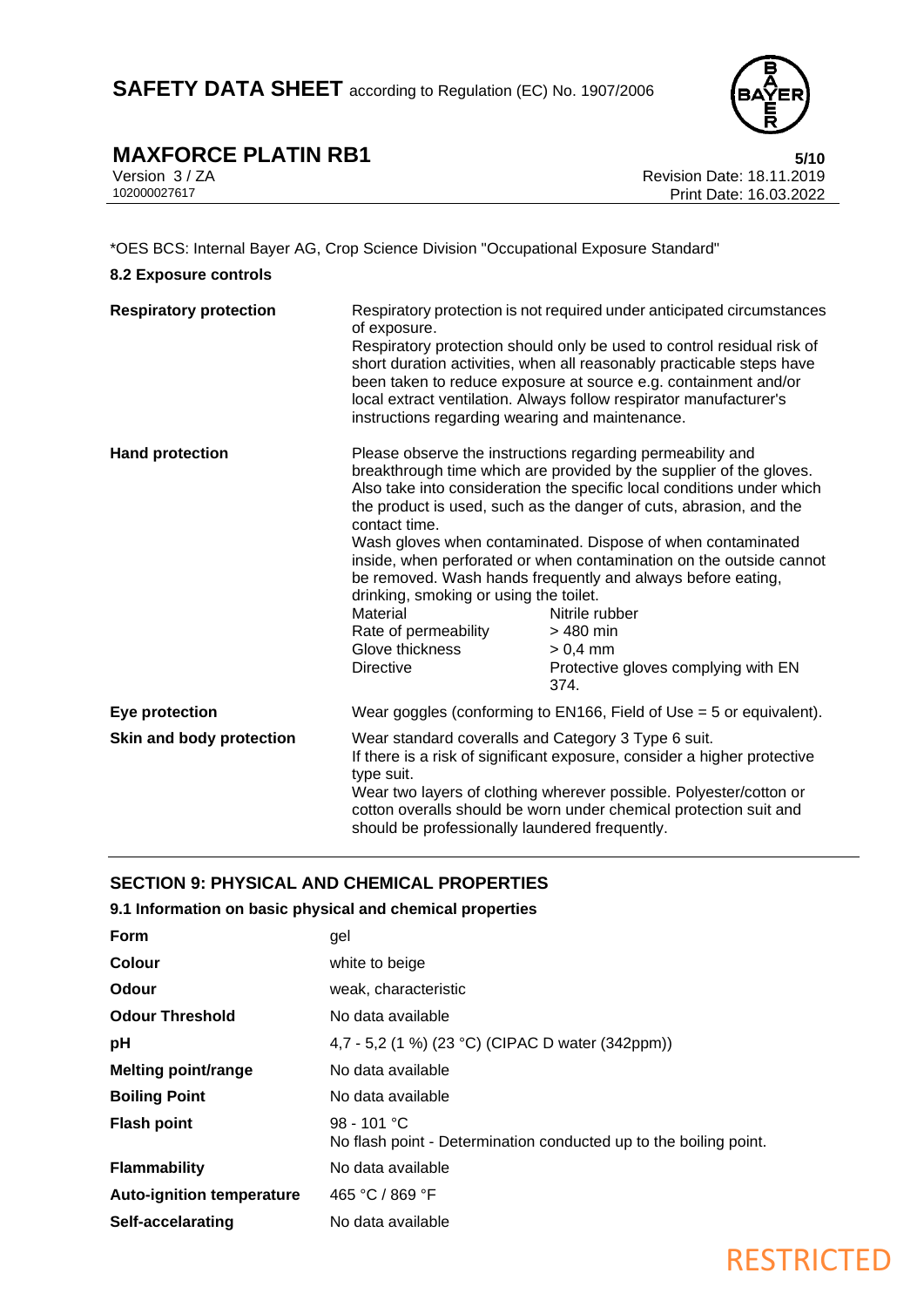*OES BCS: Internal Bayer AG, Crop Science Division "Occupational Exposure Standard"

### 8.2 Exposure controls

**Respiratory protection**

Respiratory protection is not required under anticipated circumstances of exposure.
Respiratory protection should only be used to control residual risk of short duration activities, when all reasonably practicable steps have been taken to reduce exposure at source e.g. containment and/or local extract ventilation. Always follow respirator manufacturer's instructions regarding wearing and maintenance.

**Hand protection**

Please observe the instructions regarding permeability and breakthrough time which are provided by the supplier of the gloves. Also take into consideration the specific local conditions under which the product is used, such as the danger of cuts, abrasion, and the contact time.
Wash gloves when contaminated. Dispose of when contaminated inside, when perforated or when contamination on the outside cannot be removed. Wash hands frequently and always before eating, drinking, smoking or using the toilet.

| | |
|---|---|
| Material | Nitrile rubber |
| Rate of permeability | > 480 min |
| Glove thickness | > 0,4 mm |
| Directive | Protective gloves complying with EN 374. |

**Eye protection**

Wear goggles (conforming to EN166, Field of Use = 5 or equivalent).

**Skin and body protection**

Wear standard coveralls and Category 3 Type 6 suit.
If there is a risk of significant exposure, consider a higher protective type suit.
Wear two layers of clothing wherever possible. Polyester/cotton or cotton overalls should be worn under chemical protection suit and should be professionally laundered frequently.

## SECTION 9: PHYSICAL AND CHEMICAL PROPERTIES

### 9.1 Information on basic physical and chemical properties

| | |
|---|---|
| **Form** | gel |
| **Colour** | white to beige |
| **Odour** | weak, characteristic |
| **Odour Threshold** | No data available |
| **pH** | 4,7 - 5,2 (1 %) (23 °C) (CIPAC D water (342ppm)) |
| **Melting point/range** | No data available |
| **Boiling Point** | No data available |
| **Flash point** | 98 - 101 °C<br>No flash point - Determination conducted up to the boiling point. |
| **Flammability** | No data available |
| **Auto-ignition temperature** | 465 °C / 869 °F |
| **Self-accelarating** | No data available |

RESTRICTED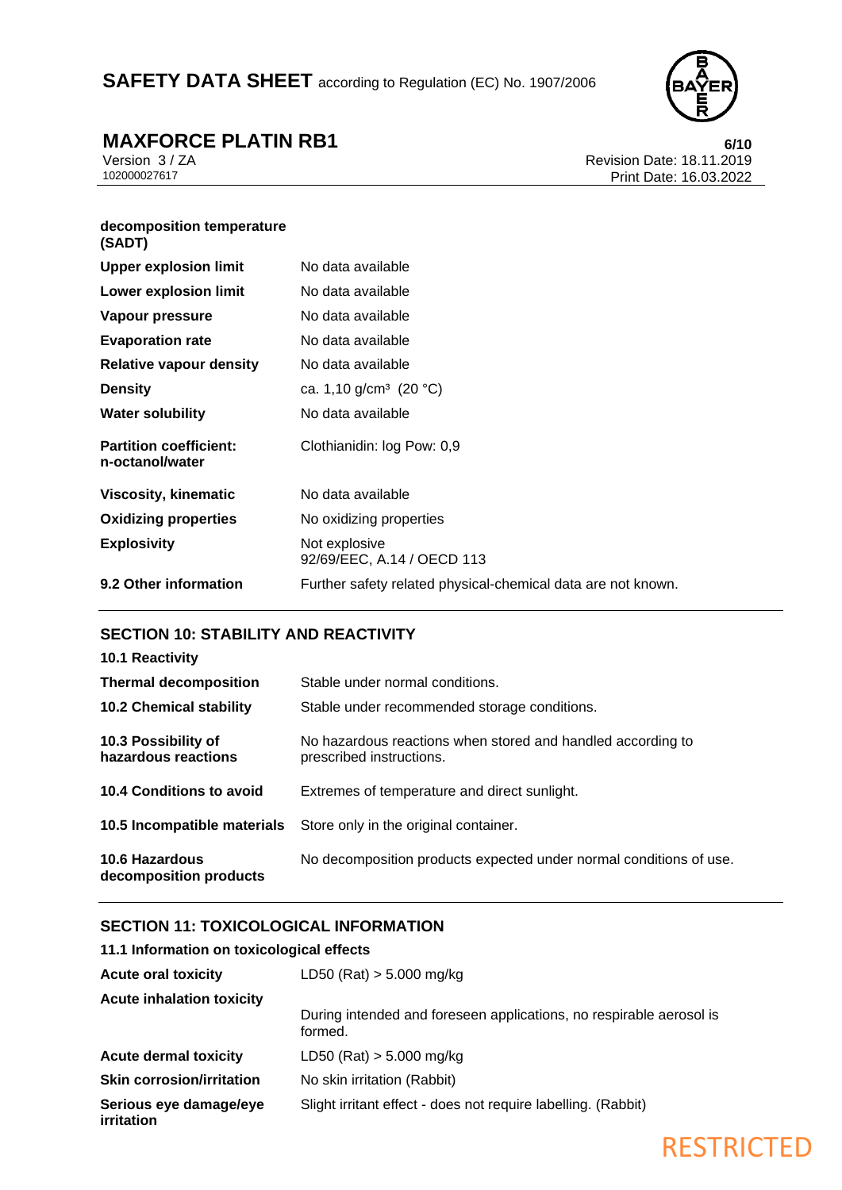| | |
|---|---|
| **decomposition temperature (SADT)** | |
| **Upper explosion limit** | No data available |
| **Lower explosion limit** | No data available |
| **Vapour pressure** | No data available |
| **Evaporation rate** | No data available |
| **Relative vapour density** | No data available |
| **Density** | ca. 1,10 g/cm³ (20 °C) |
| **Water solubility** | No data available |
| **Partition coefficient: n-octanol/water** | Clothianidin: log Pow: 0,9 |
| **Viscosity, kinematic** | No data available |
| **Oxidizing properties** | No oxidizing properties |
| **Explosivity** | Not explosive<br>92/69/EEC, A.14 / OECD 113 |
| **9.2 Other information** | Further safety related physical-chemical data are not known. |

## SECTION 10: STABILITY AND REACTIVITY

**10.1 Reactivity**

| | |
|---|---|
| **Thermal decomposition** | Stable under normal conditions. |
| **10.2 Chemical stability** | Stable under recommended storage conditions. |
| **10.3 Possibility of hazardous reactions** | No hazardous reactions when stored and handled according to prescribed instructions. |
| **10.4 Conditions to avoid** | Extremes of temperature and direct sunlight. |
| **10.5 Incompatible materials** | Store only in the original container. |
| **10.6 Hazardous decomposition products** | No decomposition products expected under normal conditions of use. |

## SECTION 11: TOXICOLOGICAL INFORMATION

**11.1 Information on toxicological effects**

| | |
|---|---|
| **Acute oral toxicity** | LD50 (Rat) > 5.000 mg/kg |
| **Acute inhalation toxicity** | During intended and foreseen applications, no respirable aerosol is formed. |
| **Acute dermal toxicity** | LD50 (Rat) > 5.000 mg/kg |
| **Skin corrosion/irritation** | No skin irritation (Rabbit) |
| **Serious eye damage/eye irritation** | Slight irritant effect - does not require labelling. (Rabbit) |

RESTRICTED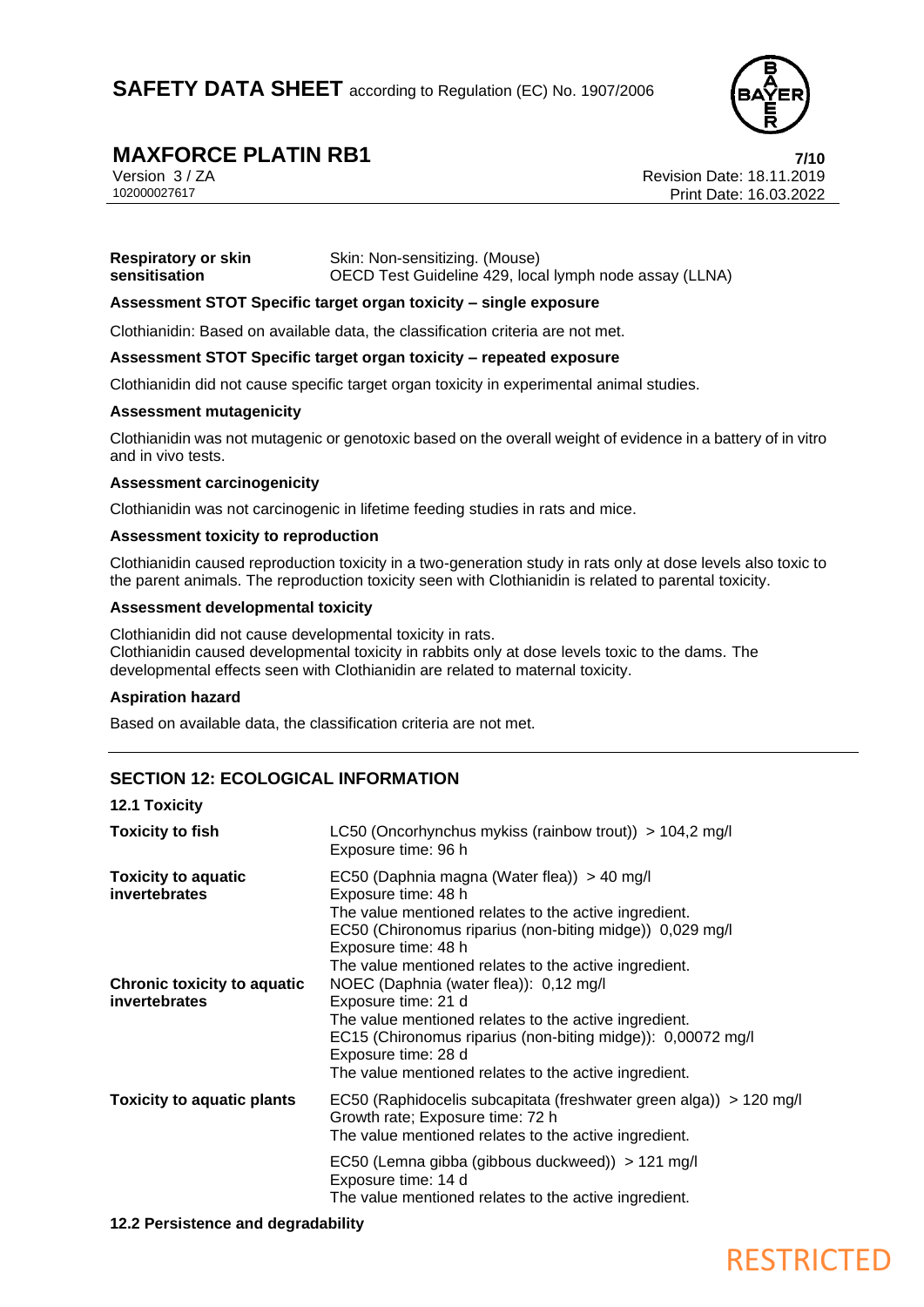**Respiratory or skin sensitisation** — Skin: Non-sensitizing. (Mouse)
OECD Test Guideline 429, local lymph node assay (LLNA)

**Assessment STOT Specific target organ toxicity – single exposure**

Clothianidin: Based on available data, the classification criteria are not met.

**Assessment STOT Specific target organ toxicity – repeated exposure**

Clothianidin did not cause specific target organ toxicity in experimental animal studies.

**Assessment mutagenicity**

Clothianidin was not mutagenic or genotoxic based on the overall weight of evidence in a battery of in vitro and in vivo tests.

**Assessment carcinogenicity**

Clothianidin was not carcinogenic in lifetime feeding studies in rats and mice.

**Assessment toxicity to reproduction**

Clothianidin caused reproduction toxicity in a two-generation study in rats only at dose levels also toxic to the parent animals. The reproduction toxicity seen with Clothianidin is related to parental toxicity.

**Assessment developmental toxicity**

Clothianidin did not cause developmental toxicity in rats.
Clothianidin caused developmental toxicity in rabbits only at dose levels toxic to the dams. The developmental effects seen with Clothianidin are related to maternal toxicity.

**Aspiration hazard**

Based on available data, the classification criteria are not met.

## SECTION 12: ECOLOGICAL INFORMATION

### 12.1 Toxicity

| | |
|---|---|
| **Toxicity to fish** | LC50 (Oncorhynchus mykiss (rainbow trout)) > 104,2 mg/l<br>Exposure time: 96 h |
| **Toxicity to aquatic invertebrates** | EC50 (Daphnia magna (Water flea)) > 40 mg/l<br>Exposure time: 48 h<br>The value mentioned relates to the active ingredient.<br>EC50 (Chironomus riparius (non-biting midge)) 0,029 mg/l<br>Exposure time: 48 h<br>The value mentioned relates to the active ingredient. |
| **Chronic toxicity to aquatic invertebrates** | NOEC (Daphnia (water flea)): 0,12 mg/l<br>Exposure time: 21 d<br>The value mentioned relates to the active ingredient.<br>EC15 (Chironomus riparius (non-biting midge)): 0,00072 mg/l<br>Exposure time: 28 d<br>The value mentioned relates to the active ingredient. |
| **Toxicity to aquatic plants** | EC50 (Raphidocelis subcapitata (freshwater green alga)) > 120 mg/l<br>Growth rate; Exposure time: 72 h<br>The value mentioned relates to the active ingredient.<br><br>EC50 (Lemna gibba (gibbous duckweed)) > 121 mg/l<br>Exposure time: 14 d<br>The value mentioned relates to the active ingredient. |

### 12.2 Persistence and degradability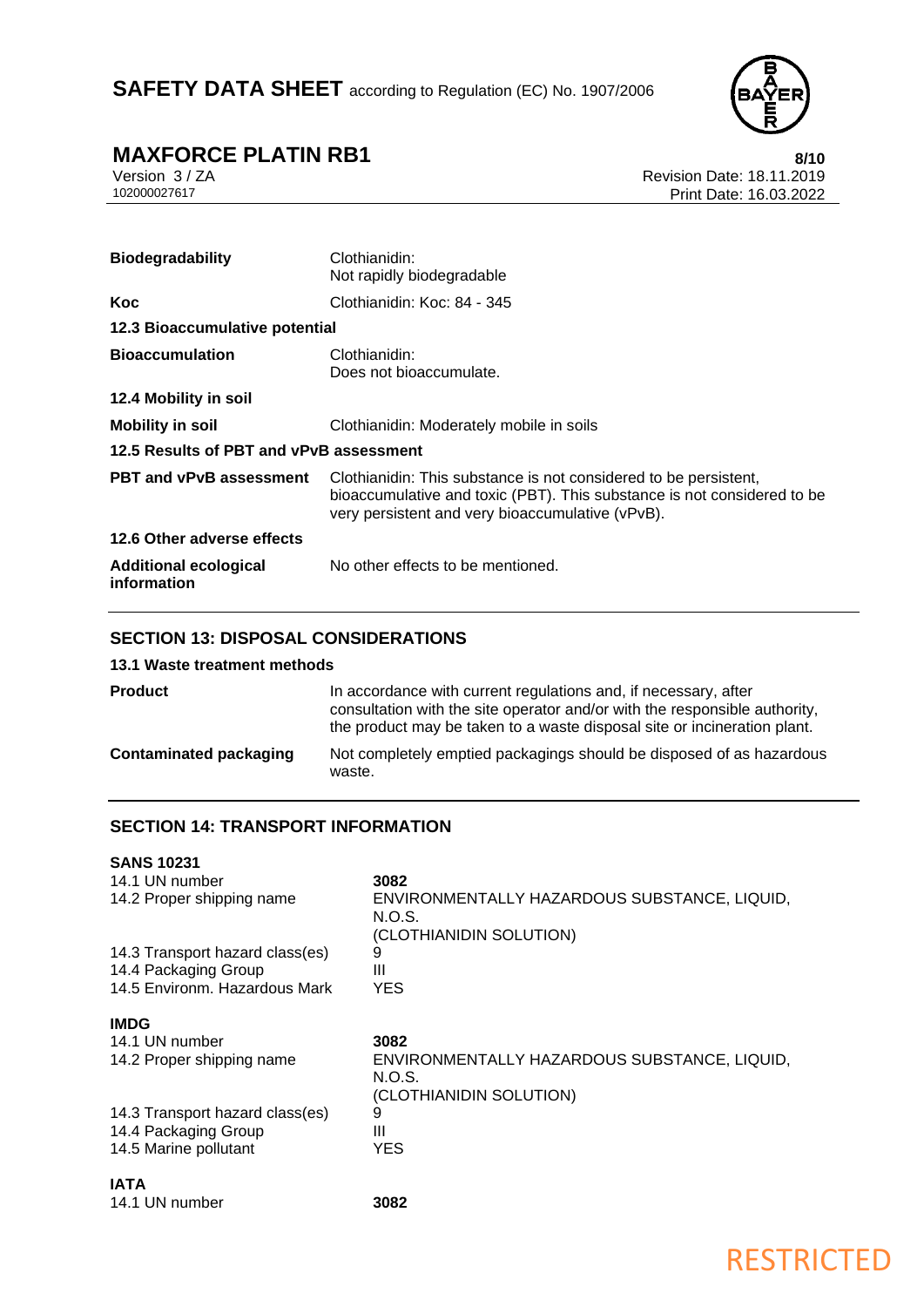| | |
|---|---|
| **Biodegradability** | Clothianidin:<br>Not rapidly biodegradable |
| **Koc** | Clothianidin: Koc: 84 - 345 |

**12.3 Bioaccumulative potential**

| | |
|---|---|
| **Bioaccumulation** | Clothianidin:<br>Does not bioaccumulate. |

**12.4 Mobility in soil**

| | |
|---|---|
| **Mobility in soil** | Clothianidin: Moderately mobile in soils |

**12.5 Results of PBT and vPvB assessment**

| | |
|---|---|
| **PBT and vPvB assessment** | Clothianidin: This substance is not considered to be persistent, bioaccumulative and toxic (PBT). This substance is not considered to be very persistent and very bioaccumulative (vPvB). |

**12.6 Other adverse effects**

| | |
|---|---|
| **Additional ecological information** | No other effects to be mentioned. |

## SECTION 13: DISPOSAL CONSIDERATIONS

**13.1 Waste treatment methods**

| | |
|---|---|
| **Product** | In accordance with current regulations and, if necessary, after consultation with the site operator and/or with the responsible authority, the product may be taken to a waste disposal site or incineration plant. |
| **Contaminated packaging** | Not completely emptied packagings should be disposed of as hazardous waste. |

## SECTION 14: TRANSPORT INFORMATION

**SANS 10231**

| | |
|---|---|
| 14.1 UN number | **3082** |
| 14.2 Proper shipping name | ENVIRONMENTALLY HAZARDOUS SUBSTANCE, LIQUID, N.O.S.<br>(CLOTHIANIDIN SOLUTION) |
| 14.3 Transport hazard class(es) | 9 |
| 14.4 Packaging Group | III |
| 14.5 Environm. Hazardous Mark | YES |

**IMDG**

| | |
|---|---|
| 14.1 UN number | **3082** |
| 14.2 Proper shipping name | ENVIRONMENTALLY HAZARDOUS SUBSTANCE, LIQUID, N.O.S.<br>(CLOTHIANIDIN SOLUTION) |
| 14.3 Transport hazard class(es) | 9 |
| 14.4 Packaging Group | III |
| 14.5 Marine pollutant | YES |

**IATA**

| | |
|---|---|
| 14.1 UN number | **3082** |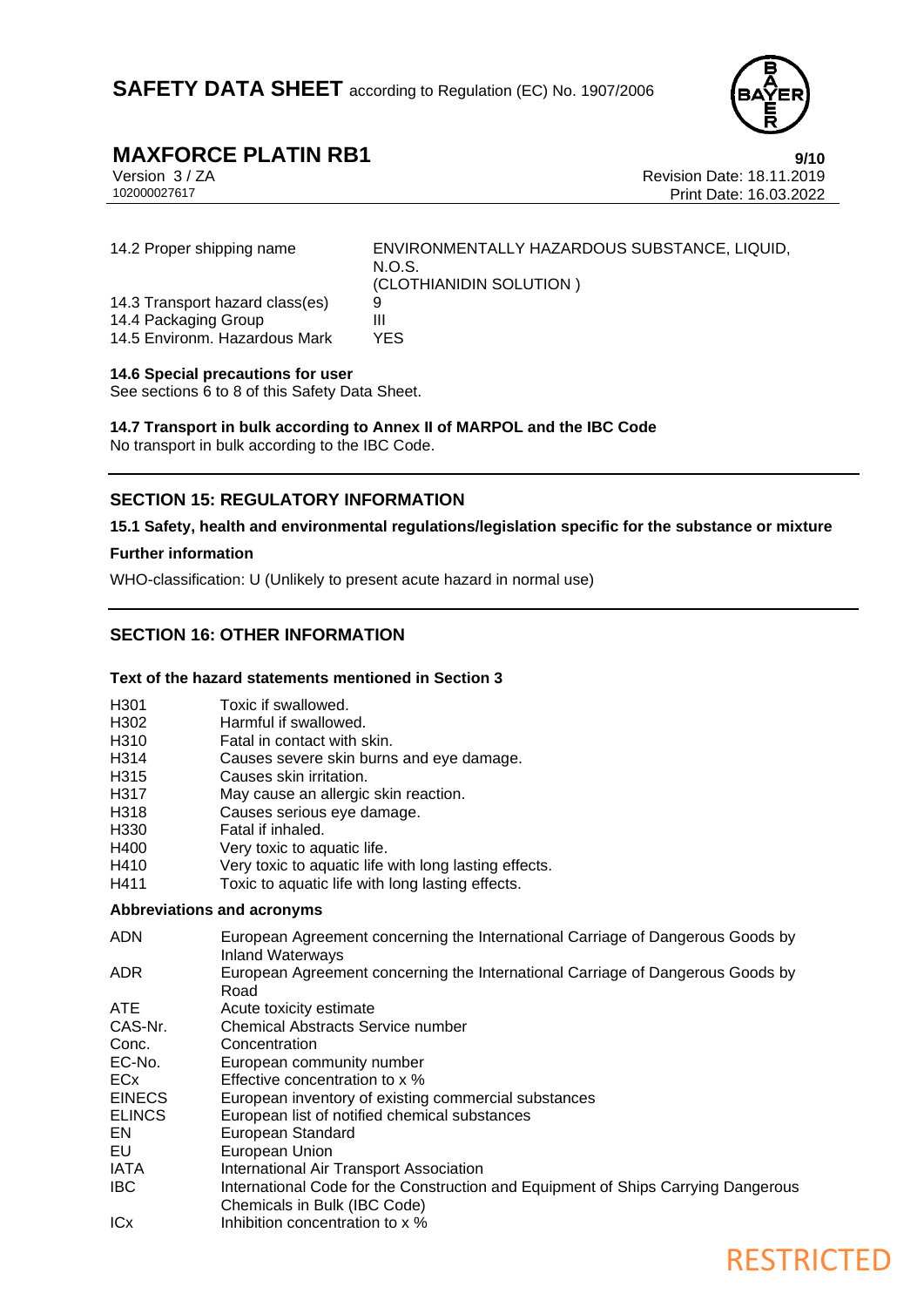| | |
|---|---|
| 14.2 Proper shipping name | ENVIRONMENTALLY HAZARDOUS SUBSTANCE, LIQUID, N.O.S. (CLOTHIANIDIN SOLUTION ) |
| 14.3 Transport hazard class(es) | 9 |
| 14.4 Packaging Group | III |
| 14.5 Environm. Hazardous Mark | YES |

**14.6 Special precautions for user**

See sections 6 to 8 of this Safety Data Sheet.

**14.7 Transport in bulk according to Annex II of MARPOL and the IBC Code**

No transport in bulk according to the IBC Code.

## SECTION 15: REGULATORY INFORMATION

**15.1 Safety, health and environmental regulations/legislation specific for the substance or mixture**

**Further information**

WHO-classification: U (Unlikely to present acute hazard in normal use)

## SECTION 16: OTHER INFORMATION

**Text of the hazard statements mentioned in Section 3**

| | |
|---|---|
| H301 | Toxic if swallowed. |
| H302 | Harmful if swallowed. |
| H310 | Fatal in contact with skin. |
| H314 | Causes severe skin burns and eye damage. |
| H315 | Causes skin irritation. |
| H317 | May cause an allergic skin reaction. |
| H318 | Causes serious eye damage. |
| H330 | Fatal if inhaled. |
| H400 | Very toxic to aquatic life. |
| H410 | Very toxic to aquatic life with long lasting effects. |
| H411 | Toxic to aquatic life with long lasting effects. |

**Abbreviations and acronyms**

| | |
|---|---|
| ADN | European Agreement concerning the International Carriage of Dangerous Goods by Inland Waterways |
| ADR | European Agreement concerning the International Carriage of Dangerous Goods by Road |
| ATE | Acute toxicity estimate |
| CAS-Nr. | Chemical Abstracts Service number |
| Conc. | Concentration |
| EC-No. | European community number |
| ECx | Effective concentration to x % |
| EINECS | European inventory of existing commercial substances |
| ELINCS | European list of notified chemical substances |
| EN | European Standard |
| EU | European Union |
| IATA | International Air Transport Association |
| IBC | International Code for the Construction and Equipment of Ships Carrying Dangerous Chemicals in Bulk (IBC Code) |
| ICx | Inhibition concentration to x % |

RESTRICTED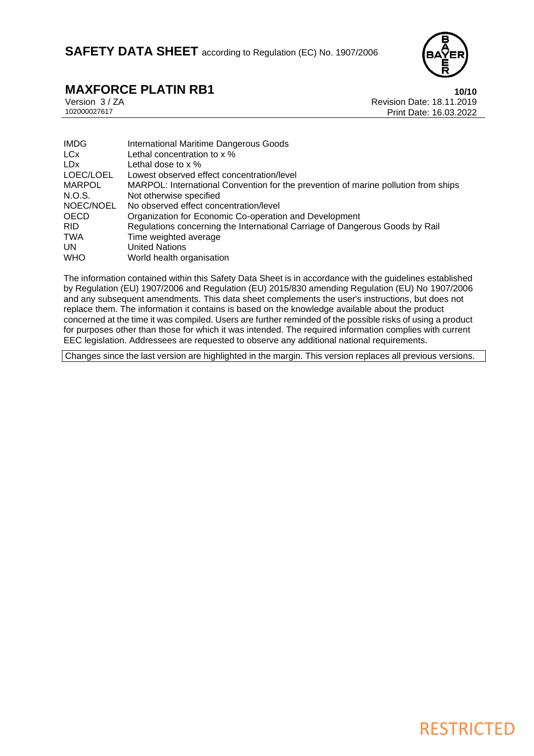| | |
|---|---|
| IMDG | International Maritime Dangerous Goods |
| LCx | Lethal concentration to x % |
| LDx | Lethal dose to x % |
| LOEC/LOEL | Lowest observed effect concentration/level |
| MARPOL | MARPOL: International Convention for the prevention of marine pollution from ships |
| N.O.S. | Not otherwise specified |
| NOEC/NOEL | No observed effect concentration/level |
| OECD | Organization for Economic Co-operation and Development |
| RID | Regulations concerning the International Carriage of Dangerous Goods by Rail |
| TWA | Time weighted average |
| UN | United Nations |
| WHO | World health organisation |

The information contained within this Safety Data Sheet is in accordance with the guidelines established by Regulation (EU) 1907/2006 and Regulation (EU) 2015/830 amending Regulation (EU) No 1907/2006 and any subsequent amendments. This data sheet complements the user's instructions, but does not replace them. The information it contains is based on the knowledge available about the product concerned at the time it was compiled. Users are further reminded of the possible risks of using a product for purposes other than those for which it was intended. The required information complies with current EEC legislation. Addressees are requested to observe any additional national requirements.

Changes since the last version are highlighted in the margin. This version replaces all previous versions.

RESTRICTED